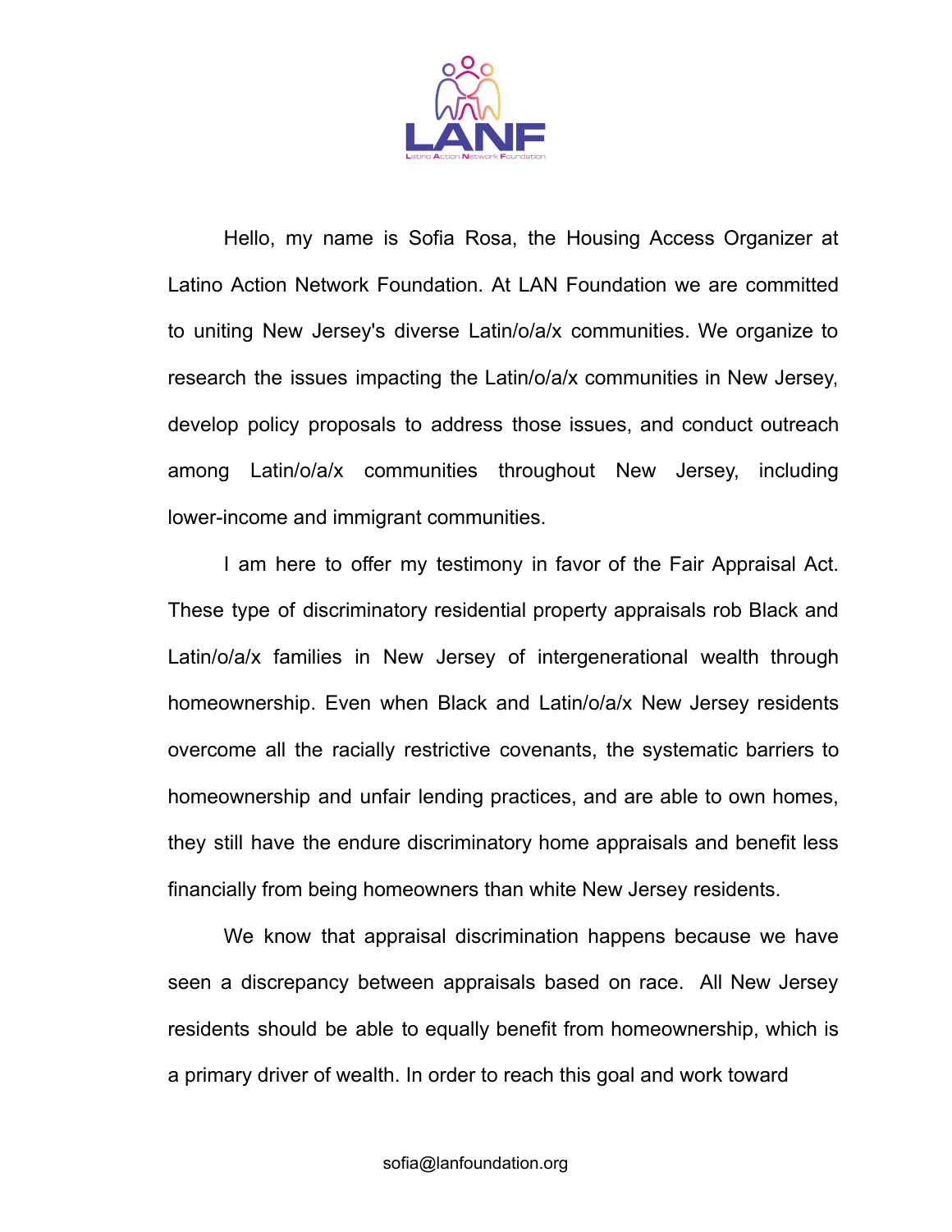Hello, my name is Sofia Rosa, the Housing Access Organizer at Latino Action Network Foundation. At LAN Foundation we are committed to uniting New Jersey's diverse Latin/o/a/x communities. We organize to research the issues impacting the Latin/o/a/x communities in New Jersey, develop policy proposals to address those issues, and conduct outreach among Latin/o/a/x communities throughout New Jersey, including lower-income and immigrant communities.

I am here to offer my testimony in favor of the Fair Appraisal Act. These type of discriminatory residential property appraisals rob Black and Latin/o/a/x families in New Jersey of intergenerational wealth through homeownership. Even when Black and Latin/o/a/x New Jersey residents overcome all the racially restrictive covenants, the systematic barriers to homeownership and unfair lending practices, and are able to own homes, they still have the endure discriminatory home appraisals and benefit less financially from being homeowners than white New Jersey residents.

We know that appraisal discrimination happens because we have seen a discrepancy between appraisals based on race. All New Jersey residents should be able to equally benefit from homeownership, which is a primary driver of wealth. In order to reach this goal and work toward

sofia@lanfoundation.org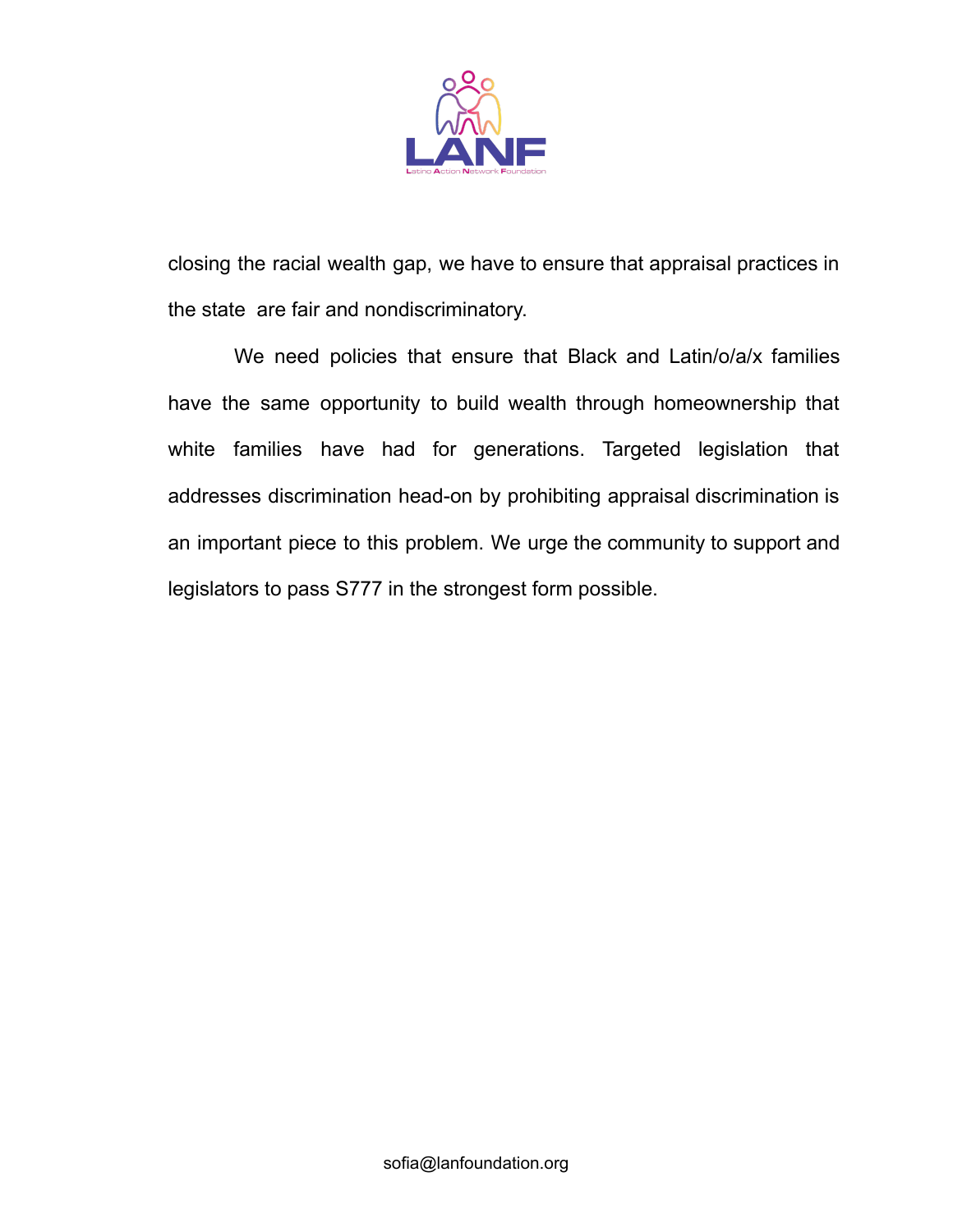closing the racial wealth gap, we have to ensure that appraisal practices in the state are fair and nondiscriminatory.

We need policies that ensure that Black and Latin/o/a/x families have the same opportunity to build wealth through homeownership that white families have had for generations. Targeted legislation that addresses discrimination head-on by prohibiting appraisal discrimination is an important piece to this problem. We urge the community to support and legislators to pass S777 in the strongest form possible.